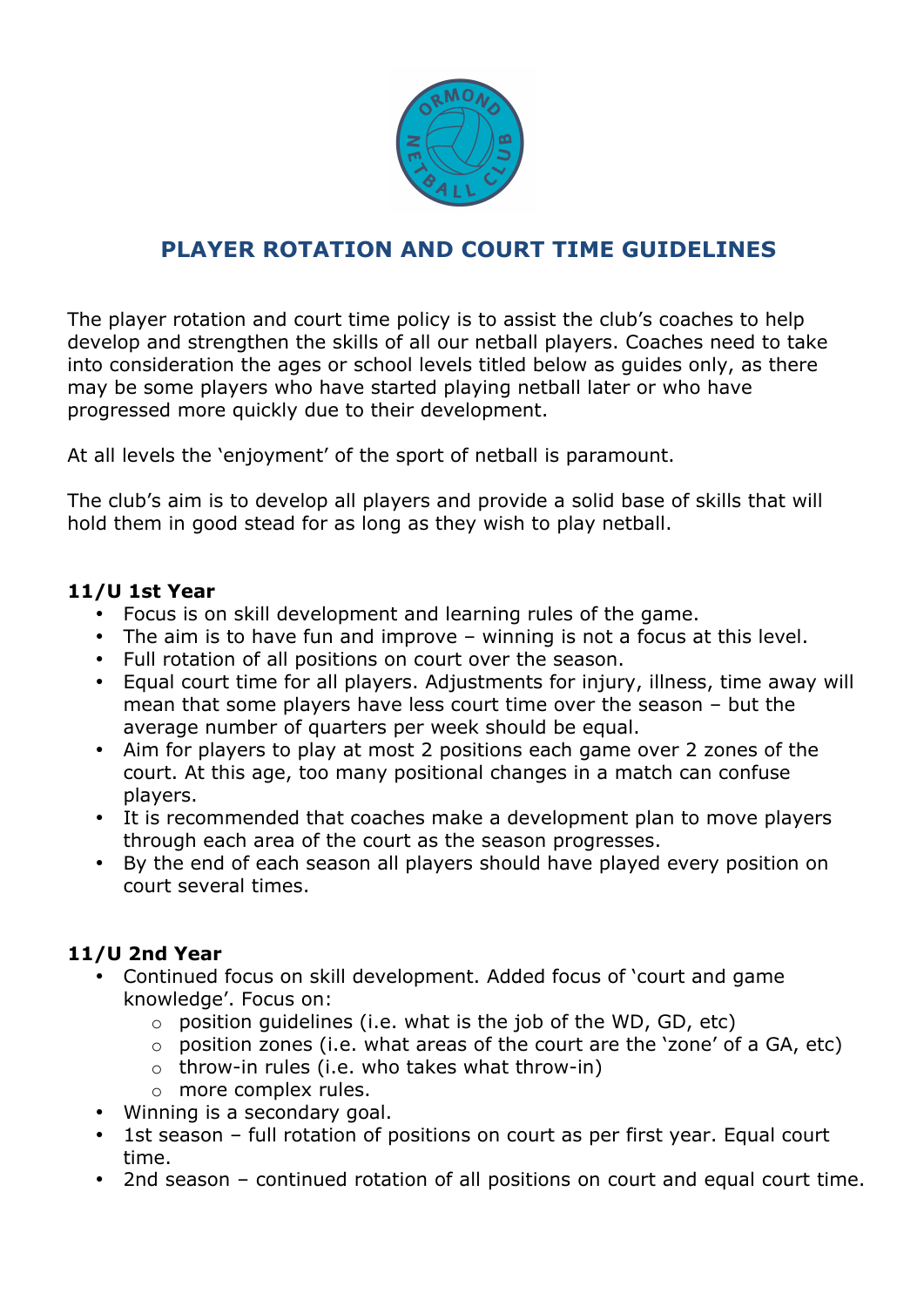# PLAYER ROTATION AND COURT TIME GUIDELINES

The player rotation and court time policy is to assist the club's coaches to help develop and strengthen the skills of all our netball players. Coaches need to take into consideration the ages or school levels titled below as guides only, as there may be some players who have started playing netball later or who have progressed more quickly due to their development.

At all levels the 'enjoyment' of the sport of netball is paramount.

The club's aim is to develop all players and provide a solid base of skills that will hold them in good stead for as long as they wish to play netball.

**11/U 1st Year**

- Focus is on skill development and learning rules of the game.
- The aim is to have fun and improve – winning is not a focus at this level.
- Full rotation of all positions on court over the season.
- Equal court time for all players. Adjustments for injury, illness, time away will mean that some players have less court time over the season – but the average number of quarters per week should be equal.
- Aim for players to play at most 2 positions each game over 2 zones of the court. At this age, too many positional changes in a match can confuse players.
- It is recommended that coaches make a development plan to move players through each area of the court as the season progresses.
- By the end of each season all players should have played every position on court several times.

**11/U 2nd Year**

- Continued focus on skill development. Added focus of 'court and game knowledge'. Focus on:
  - position guidelines (i.e. what is the job of the WD, GD, etc)
  - position zones (i.e. what areas of the court are the 'zone' of a GA, etc)
  - throw-in rules (i.e. who takes what throw-in)
  - more complex rules.
- Winning is a secondary goal.
- 1st season – full rotation of positions on court as per first year. Equal court time.
- 2nd season – continued rotation of all positions on court and equal court time.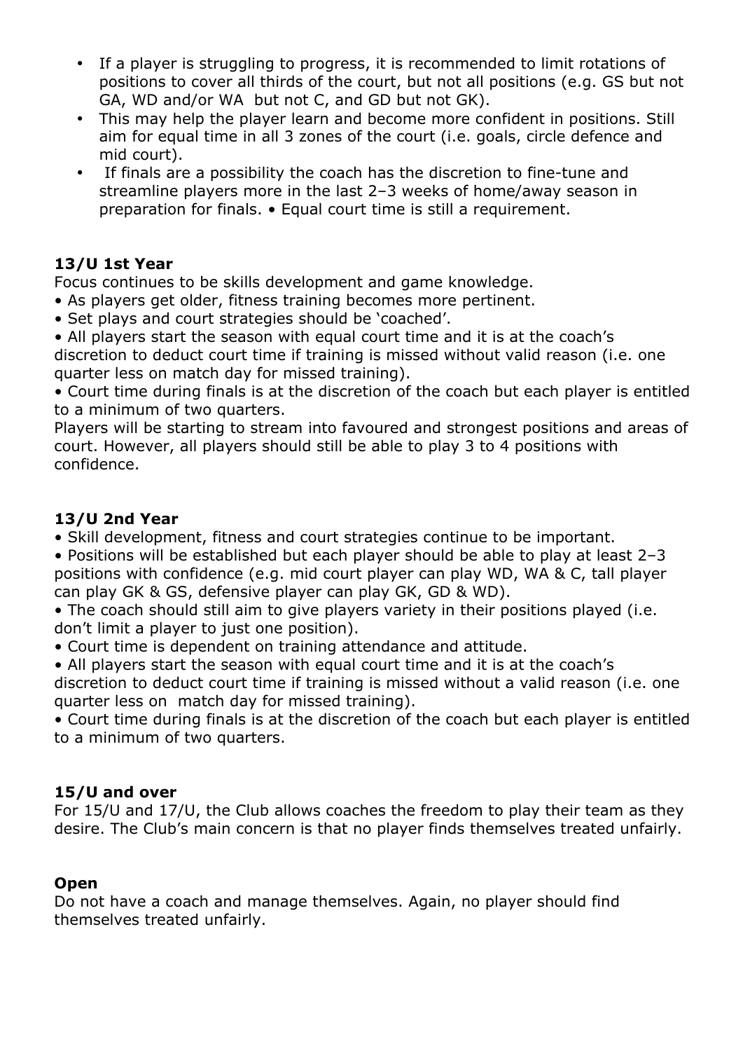- If a player is struggling to progress, it is recommended to limit rotations of positions to cover all thirds of the court, but not all positions (e.g. GS but not GA, WD and/or WA but not C, and GD but not GK).
- This may help the player learn and become more confident in positions. Still aim for equal time in all 3 zones of the court (i.e. goals, circle defence and mid court).
- If finals are a possibility the coach has the discretion to fine-tune and streamline players more in the last 2–3 weeks of home/away season in preparation for finals. • Equal court time is still a requirement.

**13/U 1st Year**

Focus continues to be skills development and game knowledge.

- As players get older, fitness training becomes more pertinent.
- Set plays and court strategies should be 'coached'.
- All players start the season with equal court time and it is at the coach's discretion to deduct court time if training is missed without valid reason (i.e. one quarter less on match day for missed training).
- Court time during finals is at the discretion of the coach but each player is entitled to a minimum of two quarters.

Players will be starting to stream into favoured and strongest positions and areas of court. However, all players should still be able to play 3 to 4 positions with confidence.

**13/U 2nd Year**

- Skill development, fitness and court strategies continue to be important.
- Positions will be established but each player should be able to play at least 2–3 positions with confidence (e.g. mid court player can play WD, WA & C, tall player can play GK & GS, defensive player can play GK, GD & WD).
- The coach should still aim to give players variety in their positions played (i.e. don't limit a player to just one position).
- Court time is dependent on training attendance and attitude.
- All players start the season with equal court time and it is at the coach's discretion to deduct court time if training is missed without a valid reason (i.e. one quarter less on match day for missed training).
- Court time during finals is at the discretion of the coach but each player is entitled to a minimum of two quarters.

**15/U and over**

For 15/U and 17/U, the Club allows coaches the freedom to play their team as they desire. The Club's main concern is that no player finds themselves treated unfairly.

**Open**

Do not have a coach and manage themselves. Again, no player should find themselves treated unfairly.